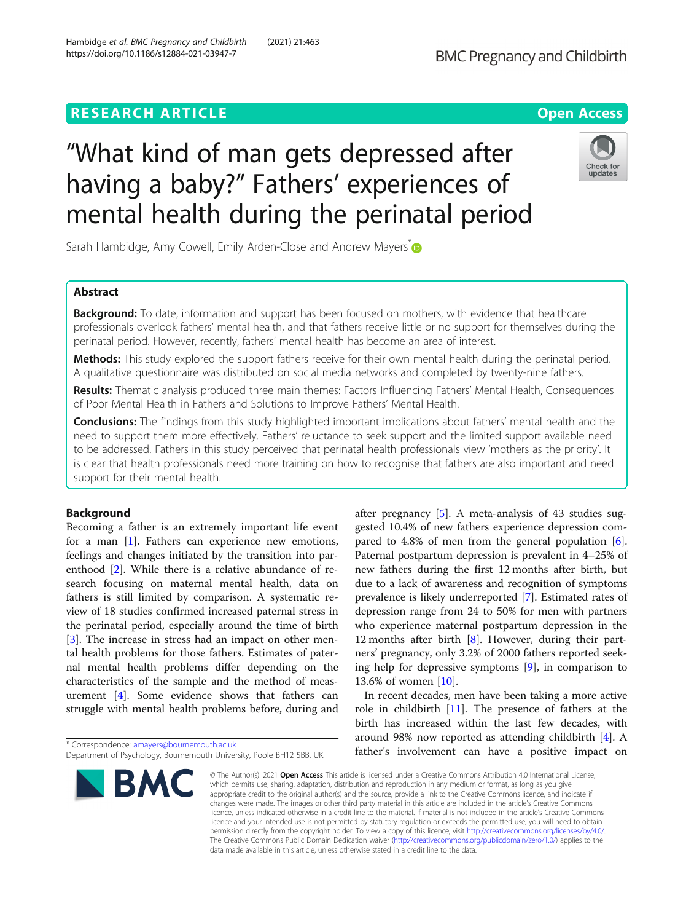RESEARCH ARTICLE

Open Access

# "What kind of man gets depressed after having a baby?" Fathers' experiences of mental health during the perinatal period

Sarah Hambidge, Amy Cowell, Emily Arden-Close and Andrew Mayers*

## Abstract

**Background:** To date, information and support has been focused on mothers, with evidence that healthcare professionals overlook fathers' mental health, and that fathers receive little or no support for themselves during the perinatal period. However, recently, fathers' mental health has become an area of interest.

**Methods:** This study explored the support fathers receive for their own mental health during the perinatal period. A qualitative questionnaire was distributed on social media networks and completed by twenty-nine fathers.

**Results:** Thematic analysis produced three main themes: Factors Influencing Fathers' Mental Health, Consequences of Poor Mental Health in Fathers and Solutions to Improve Fathers' Mental Health.

**Conclusions:** The findings from this study highlighted important implications about fathers' mental health and the need to support them more effectively. Fathers' reluctance to seek support and the limited support available need to be addressed. Fathers in this study perceived that perinatal health professionals view 'mothers as the priority'. It is clear that health professionals need more training on how to recognise that fathers are also important and need support for their mental health.

## Background

Becoming a father is an extremely important life event for a man [1]. Fathers can experience new emotions, feelings and changes initiated by the transition into parenthood [2]. While there is a relative abundance of research focusing on maternal mental health, data on fathers is still limited by comparison. A systematic review of 18 studies confirmed increased paternal stress in the perinatal period, especially around the time of birth [3]. The increase in stress had an impact on other mental health problems for those fathers. Estimates of paternal mental health problems differ depending on the characteristics of the sample and the method of measurement [4]. Some evidence shows that fathers can struggle with mental health problems before, during and after pregnancy [5]. A meta-analysis of 43 studies suggested 10.4% of new fathers experience depression compared to 4.8% of men from the general population [6]. Paternal postpartum depression is prevalent in 4–25% of new fathers during the first 12 months after birth, but due to a lack of awareness and recognition of symptoms prevalence is likely underreported [7]. Estimated rates of depression range from 24 to 50% for men with partners who experience maternal postpartum depression in the 12 months after birth [8]. However, during their partners' pregnancy, only 3.2% of 2000 fathers reported seeking help for depressive symptoms [9], in comparison to 13.6% of women [10].

In recent decades, men have been taking a more active role in childbirth [11]. The presence of fathers at the birth has increased within the last few decades, with around 98% now reported as attending childbirth [4]. A father's involvement can have a positive impact on

* Correspondence: amayers@bournemouth.ac.uk
Department of Psychology, Bournemouth University, Poole BH12 5BB, UK

© The Author(s). 2021 **Open Access** This article is licensed under a Creative Commons Attribution 4.0 International License, which permits use, sharing, adaptation, distribution and reproduction in any medium or format, as long as you give appropriate credit to the original author(s) and the source, provide a link to the Creative Commons licence, and indicate if changes were made. The images or other third party material in this article are included in the article's Creative Commons licence, unless indicated otherwise in a credit line to the material. If material is not included in the article's Creative Commons licence and your intended use is not permitted by statutory regulation or exceeds the permitted use, you will need to obtain permission directly from the copyright holder. To view a copy of this licence, visit http://creativecommons.org/licenses/by/4.0/. The Creative Commons Public Domain Dedication waiver (http://creativecommons.org/publicdomain/zero/1.0/) applies to the data made available in this article, unless otherwise stated in a credit line to the data.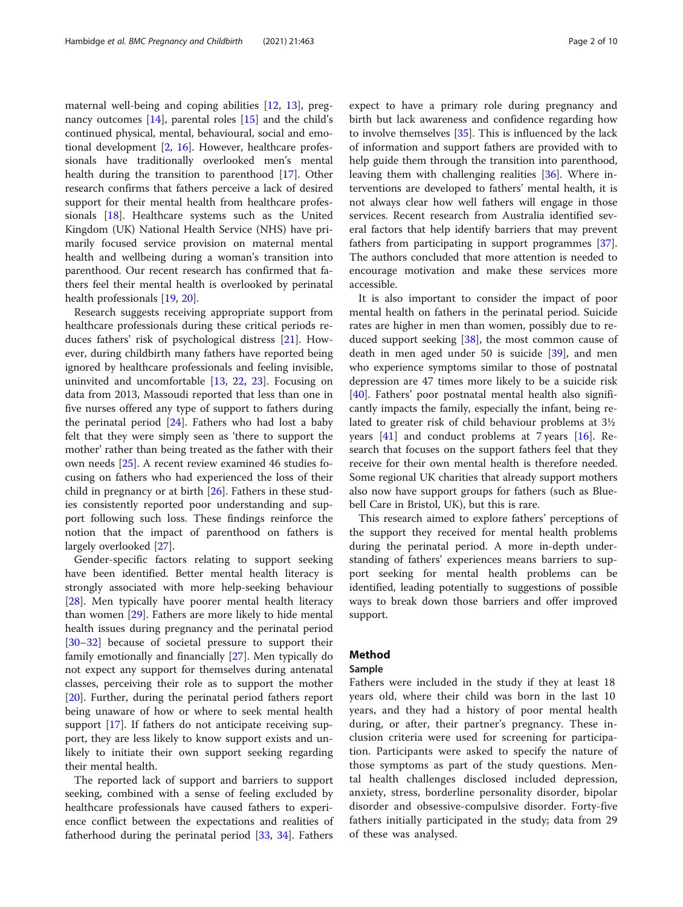maternal well-being and coping abilities [12, 13], pregnancy outcomes [14], parental roles [15] and the child's continued physical, mental, behavioural, social and emotional development [2, 16]. However, healthcare professionals have traditionally overlooked men's mental health during the transition to parenthood [17]. Other research confirms that fathers perceive a lack of desired support for their mental health from healthcare professionals [18]. Healthcare systems such as the United Kingdom (UK) National Health Service (NHS) have primarily focused service provision on maternal mental health and wellbeing during a woman's transition into parenthood. Our recent research has confirmed that fathers feel their mental health is overlooked by perinatal health professionals [19, 20].

Research suggests receiving appropriate support from healthcare professionals during these critical periods reduces fathers' risk of psychological distress [21]. However, during childbirth many fathers have reported being ignored by healthcare professionals and feeling invisible, uninvited and uncomfortable [13, 22, 23]. Focusing on data from 2013, Massoudi reported that less than one in five nurses offered any type of support to fathers during the perinatal period [24]. Fathers who had lost a baby felt that they were simply seen as 'there to support the mother' rather than being treated as the father with their own needs [25]. A recent review examined 46 studies focusing on fathers who had experienced the loss of their child in pregnancy or at birth [26]. Fathers in these studies consistently reported poor understanding and support following such loss. These findings reinforce the notion that the impact of parenthood on fathers is largely overlooked [27].

Gender-specific factors relating to support seeking have been identified. Better mental health literacy is strongly associated with more help-seeking behaviour [28]. Men typically have poorer mental health literacy than women [29]. Fathers are more likely to hide mental health issues during pregnancy and the perinatal period [30–32] because of societal pressure to support their family emotionally and financially [27]. Men typically do not expect any support for themselves during antenatal classes, perceiving their role as to support the mother [20]. Further, during the perinatal period fathers report being unaware of how or where to seek mental health support [17]. If fathers do not anticipate receiving support, they are less likely to know support exists and unlikely to initiate their own support seeking regarding their mental health.

The reported lack of support and barriers to support seeking, combined with a sense of feeling excluded by healthcare professionals have caused fathers to experience conflict between the expectations and realities of fatherhood during the perinatal period [33, 34]. Fathers expect to have a primary role during pregnancy and birth but lack awareness and confidence regarding how to involve themselves [35]. This is influenced by the lack of information and support fathers are provided with to help guide them through the transition into parenthood, leaving them with challenging realities [36]. Where interventions are developed to fathers' mental health, it is not always clear how well fathers will engage in those services. Recent research from Australia identified several factors that help identify barriers that may prevent fathers from participating in support programmes [37]. The authors concluded that more attention is needed to encourage motivation and make these services more accessible.

It is also important to consider the impact of poor mental health on fathers in the perinatal period. Suicide rates are higher in men than women, possibly due to reduced support seeking [38], the most common cause of death in men aged under 50 is suicide [39], and men who experience symptoms similar to those of postnatal depression are 47 times more likely to be a suicide risk [40]. Fathers' poor postnatal mental health also significantly impacts the family, especially the infant, being related to greater risk of child behaviour problems at 3½ years [41] and conduct problems at 7 years [16]. Research that focuses on the support fathers feel that they receive for their own mental health is therefore needed. Some regional UK charities that already support mothers also now have support groups for fathers (such as Bluebell Care in Bristol, UK), but this is rare.

This research aimed to explore fathers' perceptions of the support they received for mental health problems during the perinatal period. A more in-depth understanding of fathers' experiences means barriers to support seeking for mental health problems can be identified, leading potentially to suggestions of possible ways to break down those barriers and offer improved support.

## Method

### Sample

Fathers were included in the study if they at least 18 years old, where their child was born in the last 10 years, and they had a history of poor mental health during, or after, their partner's pregnancy. These inclusion criteria were used for screening for participation. Participants were asked to specify the nature of those symptoms as part of the study questions. Mental health challenges disclosed included depression, anxiety, stress, borderline personality disorder, bipolar disorder and obsessive-compulsive disorder. Forty-five fathers initially participated in the study; data from 29 of these was analysed.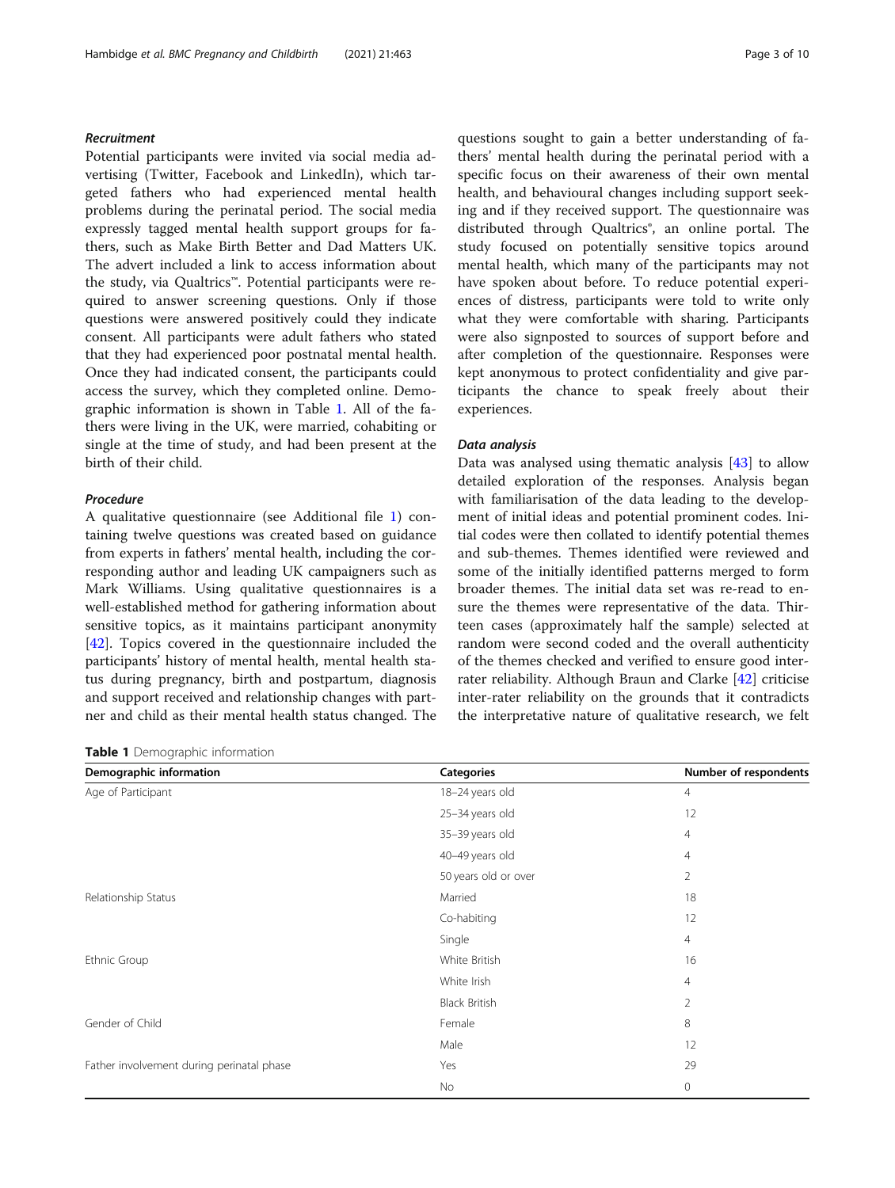### *Recruitment*

Potential participants were invited via social media advertising (Twitter, Facebook and LinkedIn), which targeted fathers who had experienced mental health problems during the perinatal period. The social media expressly tagged mental health support groups for fathers, such as Make Birth Better and Dad Matters UK. The advert included a link to access information about the study, via Qualtrics™. Potential participants were required to answer screening questions. Only if those questions were answered positively could they indicate consent. All participants were adult fathers who stated that they had experienced poor postnatal mental health. Once they had indicated consent, the participants could access the survey, which they completed online. Demographic information is shown in Table 1. All of the fathers were living in the UK, were married, cohabiting or single at the time of study, and had been present at the birth of their child.

### *Procedure*

A qualitative questionnaire (see Additional file 1) containing twelve questions was created based on guidance from experts in fathers' mental health, including the corresponding author and leading UK campaigners such as Mark Williams. Using qualitative questionnaires is a well-established method for gathering information about sensitive topics, as it maintains participant anonymity [42]. Topics covered in the questionnaire included the participants' history of mental health, mental health status during pregnancy, birth and postpartum, diagnosis and support received and relationship changes with partner and child as their mental health status changed. The questions sought to gain a better understanding of fathers' mental health during the perinatal period with a specific focus on their awareness of their own mental health, and behavioural changes including support seeking and if they received support. The questionnaire was distributed through Qualtrics®, an online portal. The study focused on potentially sensitive topics around mental health, which many of the participants may not have spoken about before. To reduce potential experiences of distress, participants were told to write only what they were comfortable with sharing. Participants were also signposted to sources of support before and after completion of the questionnaire. Responses were kept anonymous to protect confidentiality and give participants the chance to speak freely about their experiences.

### *Data analysis*

Data was analysed using thematic analysis [43] to allow detailed exploration of the responses. Analysis began with familiarisation of the data leading to the development of initial ideas and potential prominent codes. Initial codes were then collated to identify potential themes and sub-themes. Themes identified were reviewed and some of the initially identified patterns merged to form broader themes. The initial data set was re-read to ensure the themes were representative of the data. Thirteen cases (approximately half the sample) selected at random were second coded and the overall authenticity of the themes checked and verified to ensure good inter-rater reliability. Although Braun and Clarke [42] criticise inter-rater reliability on the grounds that it contradicts the interpretative nature of qualitative research, we felt

**Table 1** Demographic information

| Demographic information | Categories | Number of respondents |
|---|---|---|
| Age of Participant | 18–24 years old | 4 |
| | 25–34 years old | 12 |
| | 35–39 years old | 4 |
| | 40–49 years old | 4 |
| | 50 years old or over | 2 |
| Relationship Status | Married | 18 |
| | Co-habiting | 12 |
| | Single | 4 |
| Ethnic Group | White British | 16 |
| | White Irish | 4 |
| | Black British | 2 |
| Gender of Child | Female | 8 |
| | Male | 12 |
| Father involvement during perinatal phase | Yes | 29 |
| | No | 0 |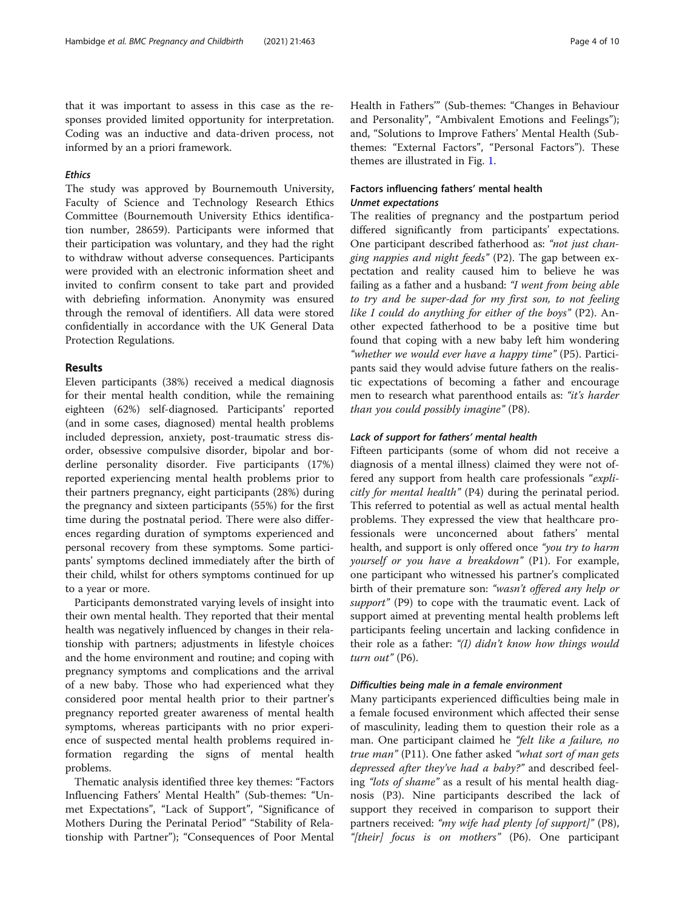that it was important to assess in this case as the responses provided limited opportunity for interpretation. Coding was an inductive and data-driven process, not informed by an a priori framework.

### *Ethics*

The study was approved by Bournemouth University, Faculty of Science and Technology Research Ethics Committee (Bournemouth University Ethics identification number, 28659). Participants were informed that their participation was voluntary, and they had the right to withdraw without adverse consequences. Participants were provided with an electronic information sheet and invited to confirm consent to take part and provided with debriefing information. Anonymity was ensured through the removal of identifiers. All data were stored confidentially in accordance with the UK General Data Protection Regulations.

## Results

Eleven participants (38%) received a medical diagnosis for their mental health condition, while the remaining eighteen (62%) self-diagnosed. Participants' reported (and in some cases, diagnosed) mental health problems included depression, anxiety, post-traumatic stress disorder, obsessive compulsive disorder, bipolar and borderline personality disorder. Five participants (17%) reported experiencing mental health problems prior to their partners pregnancy, eight participants (28%) during the pregnancy and sixteen participants (55%) for the first time during the postnatal period. There were also differences regarding duration of symptoms experienced and personal recovery from these symptoms. Some participants' symptoms declined immediately after the birth of their child, whilst for others symptoms continued for up to a year or more.

Participants demonstrated varying levels of insight into their own mental health. They reported that their mental health was negatively influenced by changes in their relationship with partners; adjustments in lifestyle choices and the home environment and routine; and coping with pregnancy symptoms and complications and the arrival of a new baby. Those who had experienced what they considered poor mental health prior to their partner's pregnancy reported greater awareness of mental health symptoms, whereas participants with no prior experience of suspected mental health problems required information regarding the signs of mental health problems.

Thematic analysis identified three key themes: "Factors Influencing Fathers' Mental Health" (Sub-themes: "Unmet Expectations", "Lack of Support", "Significance of Mothers During the Perinatal Period" "Stability of Relationship with Partner"); "Consequences of Poor Mental Health in Fathers'" (Sub-themes: "Changes in Behaviour and Personality", "Ambivalent Emotions and Feelings"); and, "Solutions to Improve Fathers' Mental Health (Sub-themes: "External Factors", "Personal Factors"). These themes are illustrated in Fig. 1.

### Factors influencing fathers' mental health

#### *Unmet expectations*

The realities of pregnancy and the postpartum period differed significantly from participants' expectations. One participant described fatherhood as: *"not just changing nappies and night feeds"* (P2). The gap between expectation and reality caused him to believe he was failing as a father and a husband: *"I went from being able to try and be super-dad for my first son, to not feeling like I could do anything for either of the boys"* (P2). Another expected fatherhood to be a positive time but found that coping with a new baby left him wondering *"whether we would ever have a happy time"* (P5). Participants said they would advise future fathers on the realistic expectations of becoming a father and encourage men to research what parenthood entails as: *"it's harder than you could possibly imagine"* (P8).

#### *Lack of support for fathers' mental health*

Fifteen participants (some of whom did not receive a diagnosis of a mental illness) claimed they were not offered any support from health care professionals *"explicitly for mental health"* (P4) during the perinatal period. This referred to potential as well as actual mental health problems. They expressed the view that healthcare professionals were unconcerned about fathers' mental health, and support is only offered once *"you try to harm yourself or you have a breakdown"* (P1). For example, one participant who witnessed his partner's complicated birth of their premature son: *"wasn't offered any help or support"* (P9) to cope with the traumatic event. Lack of support aimed at preventing mental health problems left participants feeling uncertain and lacking confidence in their role as a father: *"(I) didn't know how things would turn out"* (P6).

#### *Difficulties being male in a female environment*

Many participants experienced difficulties being male in a female focused environment which affected their sense of masculinity, leading them to question their role as a man. One participant claimed he *"felt like a failure, no true man"* (P11). One father asked *"what sort of man gets depressed after they've had a baby?"* and described feeling *"lots of shame"* as a result of his mental health diagnosis (P3). Nine participants described the lack of support they received in comparison to support their partners received: *"my wife had plenty [of support]"* (P8), *"[their] focus is on mothers"* (P6). One participant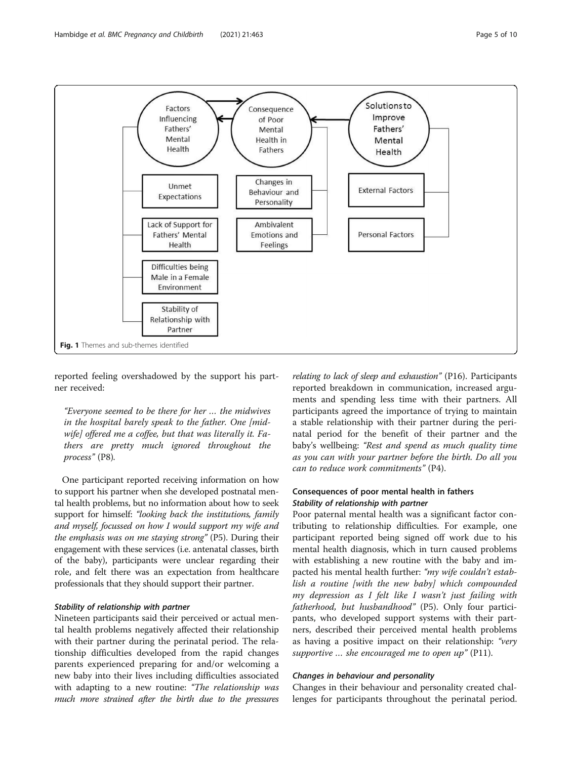Factors Influencing Fathers' Mental Health

Consequence of Poor Mental Health in Fathers

Solutions to Improve Fathers' Mental Health

Unmet Expectations

Lack of Support for Fathers' Mental Health

Difficulties being Male in a Female Environment

Stability of Relationship with Partner

Changes in Behaviour and Personality

Ambivalent Emotions and Feelings

External Factors

Personal Factors

**Fig. 1** Themes and sub-themes identified

reported feeling overshadowed by the support his partner received:

> *"Everyone seemed to be there for her … the midwives in the hospital barely speak to the father. One [midwife] offered me a coffee, but that was literally it. Fathers are pretty much ignored throughout the process"* (P8).

One participant reported receiving information on how to support his partner when she developed postnatal mental health problems, but no information about how to seek support for himself: *"looking back the institutions, family and myself, focussed on how I would support my wife and the emphasis was on me staying strong"* (P5). During their engagement with these services (i.e. antenatal classes, birth of the baby), participants were unclear regarding their role, and felt there was an expectation from healthcare professionals that they should support their partner.

#### *Stability of relationship with partner*

Nineteen participants said their perceived or actual mental health problems negatively affected their relationship with their partner during the perinatal period. The relationship difficulties developed from the rapid changes parents experienced preparing for and/or welcoming a new baby into their lives including difficulties associated with adapting to a new routine: *"The relationship was much more strained after the birth due to the pressures relating to lack of sleep and exhaustion"* (P16). Participants reported breakdown in communication, increased arguments and spending less time with their partners. All participants agreed the importance of trying to maintain a stable relationship with their partner during the perinatal period for the benefit of their partner and the baby's wellbeing: *"Rest and spend as much quality time as you can with your partner before the birth. Do all you can to reduce work commitments"* (P4).

### Consequences of poor mental health in fathers

#### *Stability of relationship with partner*

Poor paternal mental health was a significant factor contributing to relationship difficulties. For example, one participant reported being signed off work due to his mental health diagnosis, which in turn caused problems with establishing a new routine with the baby and impacted his mental health further: *"my wife couldn't establish a routine [with the new baby] which compounded my depression as I felt like I wasn't just failing with fatherhood, but husbandhood"* (P5). Only four participants, who developed support systems with their partners, described their perceived mental health problems as having a positive impact on their relationship: *"very supportive … she encouraged me to open up"* (P11).

#### *Changes in behaviour and personality*

Changes in their behaviour and personality created challenges for participants throughout the perinatal period.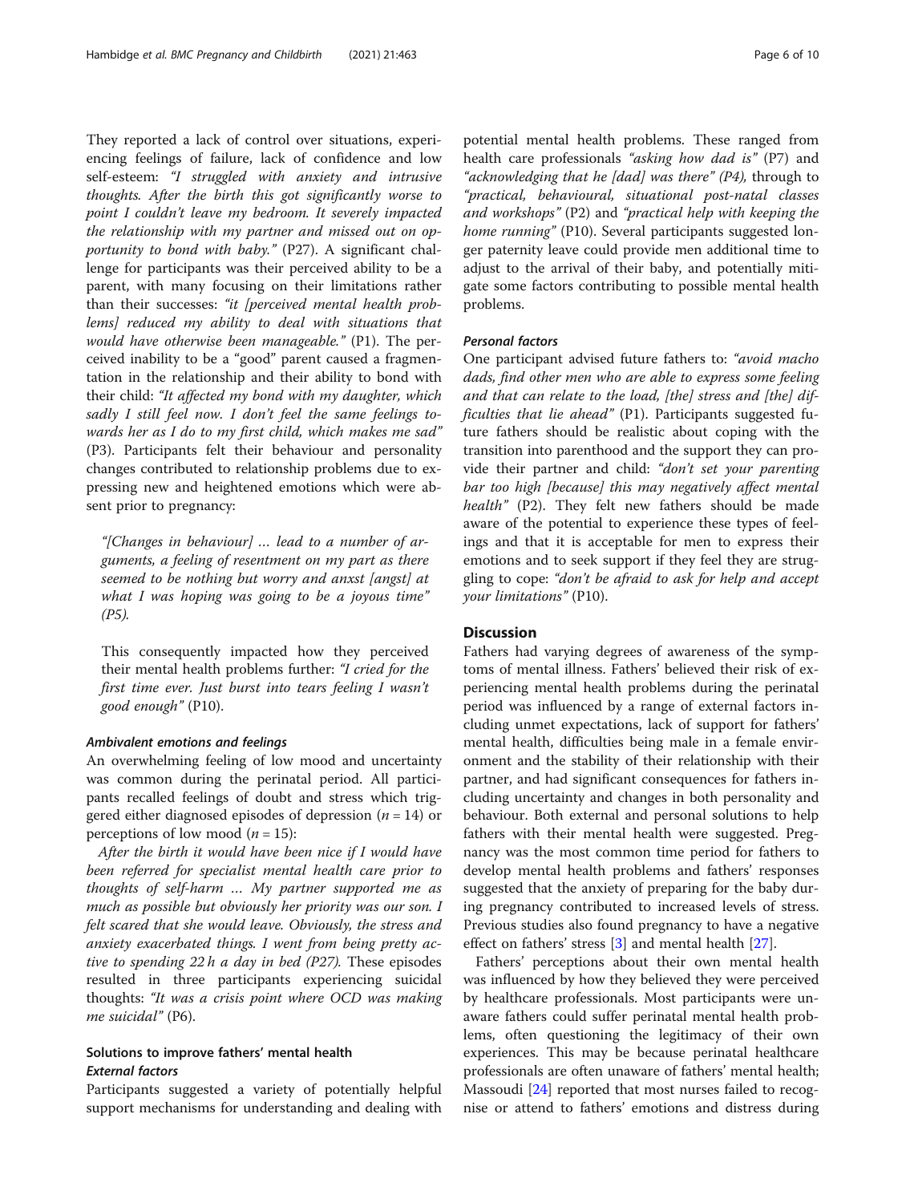They reported a lack of control over situations, experiencing feelings of failure, lack of confidence and low self-esteem: *"I struggled with anxiety and intrusive thoughts. After the birth this got significantly worse to point I couldn't leave my bedroom. It severely impacted the relationship with my partner and missed out on opportunity to bond with baby."* (P27). A significant challenge for participants was their perceived ability to be a parent, with many focusing on their limitations rather than their successes: *"it [perceived mental health problems] reduced my ability to deal with situations that would have otherwise been manageable."* (P1). The perceived inability to be a "good" parent caused a fragmentation in the relationship and their ability to bond with their child: *"It affected my bond with my daughter, which sadly I still feel now. I don't feel the same feelings towards her as I do to my first child, which makes me sad"* (P3). Participants felt their behaviour and personality changes contributed to relationship problems due to expressing new and heightened emotions which were absent prior to pregnancy:

> *"[Changes in behaviour] … lead to a number of arguments, a feeling of resentment on my part as there seemed to be nothing but worry and anxst [angst] at what I was hoping was going to be a joyous time"* (P5).

This consequently impacted how they perceived their mental health problems further: *"I cried for the first time ever. Just burst into tears feeling I wasn't good enough"* (P10).

#### Ambivalent emotions and feelings

An overwhelming feeling of low mood and uncertainty was common during the perinatal period. All participants recalled feelings of doubt and stress which triggered either diagnosed episodes of depression ($n = 14$) or perceptions of low mood ($n = 15$):

*After the birth it would have been nice if I would have been referred for specialist mental health care prior to thoughts of self-harm … My partner supported me as much as possible but obviously her priority was our son. I felt scared that she would leave. Obviously, the stress and anxiety exacerbated things. I went from being pretty active to spending 22 h a day in bed (P27).* These episodes resulted in three participants experiencing suicidal thoughts: *"It was a crisis point where OCD was making me suicidal"* (P6).

### Solutions to improve fathers' mental health

#### External factors

Participants suggested a variety of potentially helpful support mechanisms for understanding and dealing with potential mental health problems. These ranged from health care professionals *"asking how dad is"* (P7) and *"acknowledging that he [dad] was there" (P4),* through to *"practical, behavioural, situational post-natal classes and workshops"* (P2) and *"practical help with keeping the home running"* (P10). Several participants suggested longer paternity leave could provide men additional time to adjust to the arrival of their baby, and potentially mitigate some factors contributing to possible mental health problems.

#### Personal factors

One participant advised future fathers to: *"avoid macho dads, find other men who are able to express some feeling and that can relate to the load, [the] stress and [the] difficulties that lie ahead"* (P1). Participants suggested future fathers should be realistic about coping with the transition into parenthood and the support they can provide their partner and child: *"don't set your parenting bar too high [because] this may negatively affect mental health"* (P2). They felt new fathers should be made aware of the potential to experience these types of feelings and that it is acceptable for men to express their emotions and to seek support if they feel they are struggling to cope: *"don't be afraid to ask for help and accept your limitations"* (P10).

## Discussion

Fathers had varying degrees of awareness of the symptoms of mental illness. Fathers' believed their risk of experiencing mental health problems during the perinatal period was influenced by a range of external factors including unmet expectations, lack of support for fathers' mental health, difficulties being male in a female environment and the stability of their relationship with their partner, and had significant consequences for fathers including uncertainty and changes in both personality and behaviour. Both external and personal solutions to help fathers with their mental health were suggested. Pregnancy was the most common time period for fathers to develop mental health problems and fathers' responses suggested that the anxiety of preparing for the baby during pregnancy contributed to increased levels of stress. Previous studies also found pregnancy to have a negative effect on fathers' stress [3] and mental health [27].

Fathers' perceptions about their own mental health was influenced by how they believed they were perceived by healthcare professionals. Most participants were unaware fathers could suffer perinatal mental health problems, often questioning the legitimacy of their own experiences. This may be because perinatal healthcare professionals are often unaware of fathers' mental health; Massoudi [24] reported that most nurses failed to recognise or attend to fathers' emotions and distress during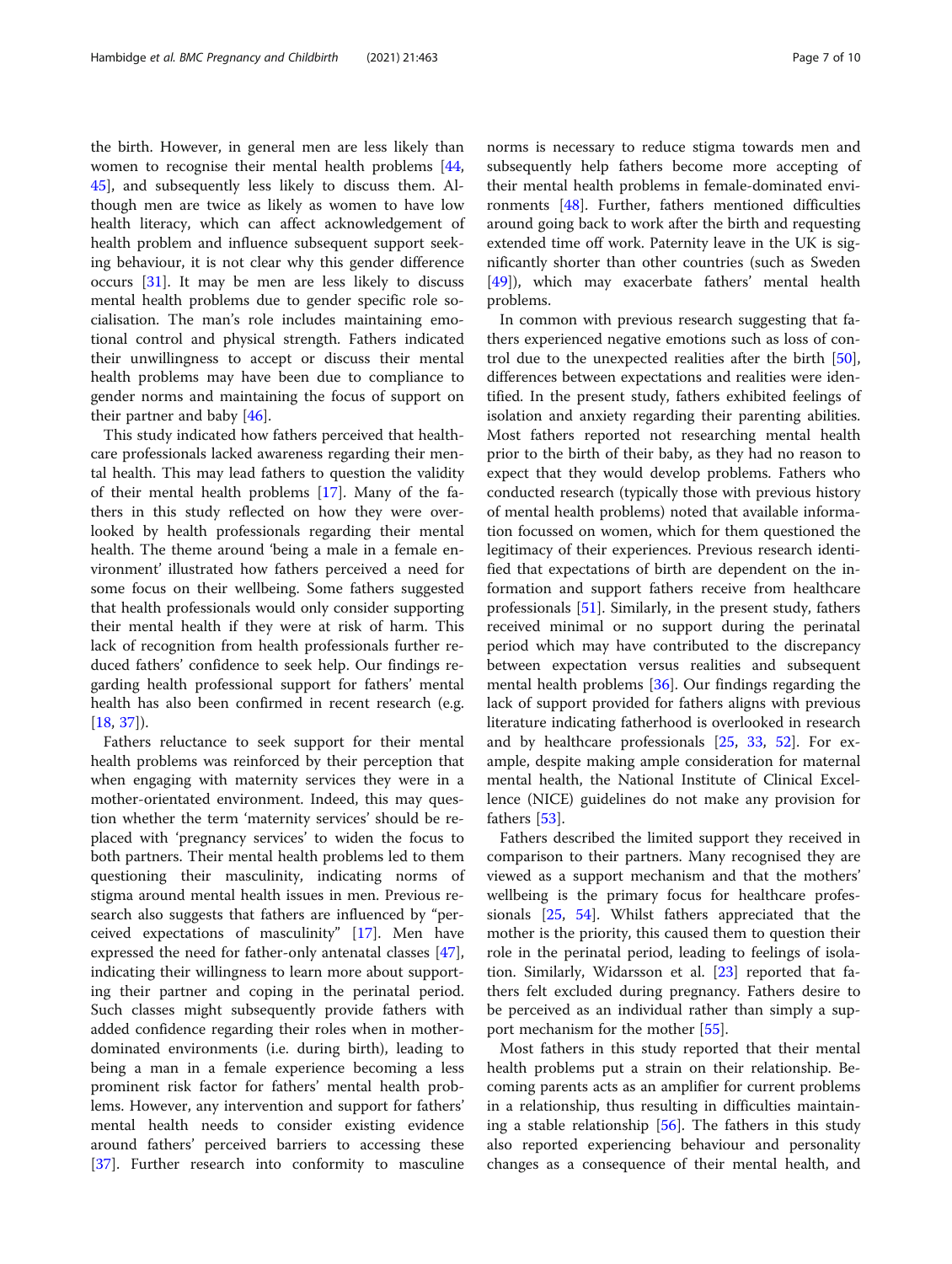the birth. However, in general men are less likely than women to recognise their mental health problems [44, 45], and subsequently less likely to discuss them. Although men are twice as likely as women to have low health literacy, which can affect acknowledgement of health problem and influence subsequent support seeking behaviour, it is not clear why this gender difference occurs [31]. It may be men are less likely to discuss mental health problems due to gender specific role socialisation. The man's role includes maintaining emotional control and physical strength. Fathers indicated their unwillingness to accept or discuss their mental health problems may have been due to compliance to gender norms and maintaining the focus of support on their partner and baby [46].

This study indicated how fathers perceived that healthcare professionals lacked awareness regarding their mental health. This may lead fathers to question the validity of their mental health problems [17]. Many of the fathers in this study reflected on how they were overlooked by health professionals regarding their mental health. The theme around 'being a male in a female environment' illustrated how fathers perceived a need for some focus on their wellbeing. Some fathers suggested that health professionals would only consider supporting their mental health if they were at risk of harm. This lack of recognition from health professionals further reduced fathers' confidence to seek help. Our findings regarding health professional support for fathers' mental health has also been confirmed in recent research (e.g. [18, 37]).

Fathers reluctance to seek support for their mental health problems was reinforced by their perception that when engaging with maternity services they were in a mother-orientated environment. Indeed, this may question whether the term 'maternity services' should be replaced with 'pregnancy services' to widen the focus to both partners. Their mental health problems led to them questioning their masculinity, indicating norms of stigma around mental health issues in men. Previous research also suggests that fathers are influenced by "perceived expectations of masculinity" [17]. Men have expressed the need for father-only antenatal classes [47], indicating their willingness to learn more about supporting their partner and coping in the perinatal period. Such classes might subsequently provide fathers with added confidence regarding their roles when in mother-dominated environments (i.e. during birth), leading to being a man in a female experience becoming a less prominent risk factor for fathers' mental health problems. However, any intervention and support for fathers' mental health needs to consider existing evidence around fathers' perceived barriers to accessing these [37]. Further research into conformity to masculine norms is necessary to reduce stigma towards men and subsequently help fathers become more accepting of their mental health problems in female-dominated environments [48]. Further, fathers mentioned difficulties around going back to work after the birth and requesting extended time off work. Paternity leave in the UK is significantly shorter than other countries (such as Sweden [49]), which may exacerbate fathers' mental health problems.

In common with previous research suggesting that fathers experienced negative emotions such as loss of control due to the unexpected realities after the birth [50], differences between expectations and realities were identified. In the present study, fathers exhibited feelings of isolation and anxiety regarding their parenting abilities. Most fathers reported not researching mental health prior to the birth of their baby, as they had no reason to expect that they would develop problems. Fathers who conducted research (typically those with previous history of mental health problems) noted that available information focussed on women, which for them questioned the legitimacy of their experiences. Previous research identified that expectations of birth are dependent on the information and support fathers receive from healthcare professionals [51]. Similarly, in the present study, fathers received minimal or no support during the perinatal period which may have contributed to the discrepancy between expectation versus realities and subsequent mental health problems [36]. Our findings regarding the lack of support provided for fathers aligns with previous literature indicating fatherhood is overlooked in research and by healthcare professionals [25, 33, 52]. For example, despite making ample consideration for maternal mental health, the National Institute of Clinical Excellence (NICE) guidelines do not make any provision for fathers [53].

Fathers described the limited support they received in comparison to their partners. Many recognised they are viewed as a support mechanism and that the mothers' wellbeing is the primary focus for healthcare professionals [25, 54]. Whilst fathers appreciated that the mother is the priority, this caused them to question their role in the perinatal period, leading to feelings of isolation. Similarly, Widarsson et al. [23] reported that fathers felt excluded during pregnancy. Fathers desire to be perceived as an individual rather than simply a support mechanism for the mother [55].

Most fathers in this study reported that their mental health problems put a strain on their relationship. Becoming parents acts as an amplifier for current problems in a relationship, thus resulting in difficulties maintaining a stable relationship [56]. The fathers in this study also reported experiencing behaviour and personality changes as a consequence of their mental health, and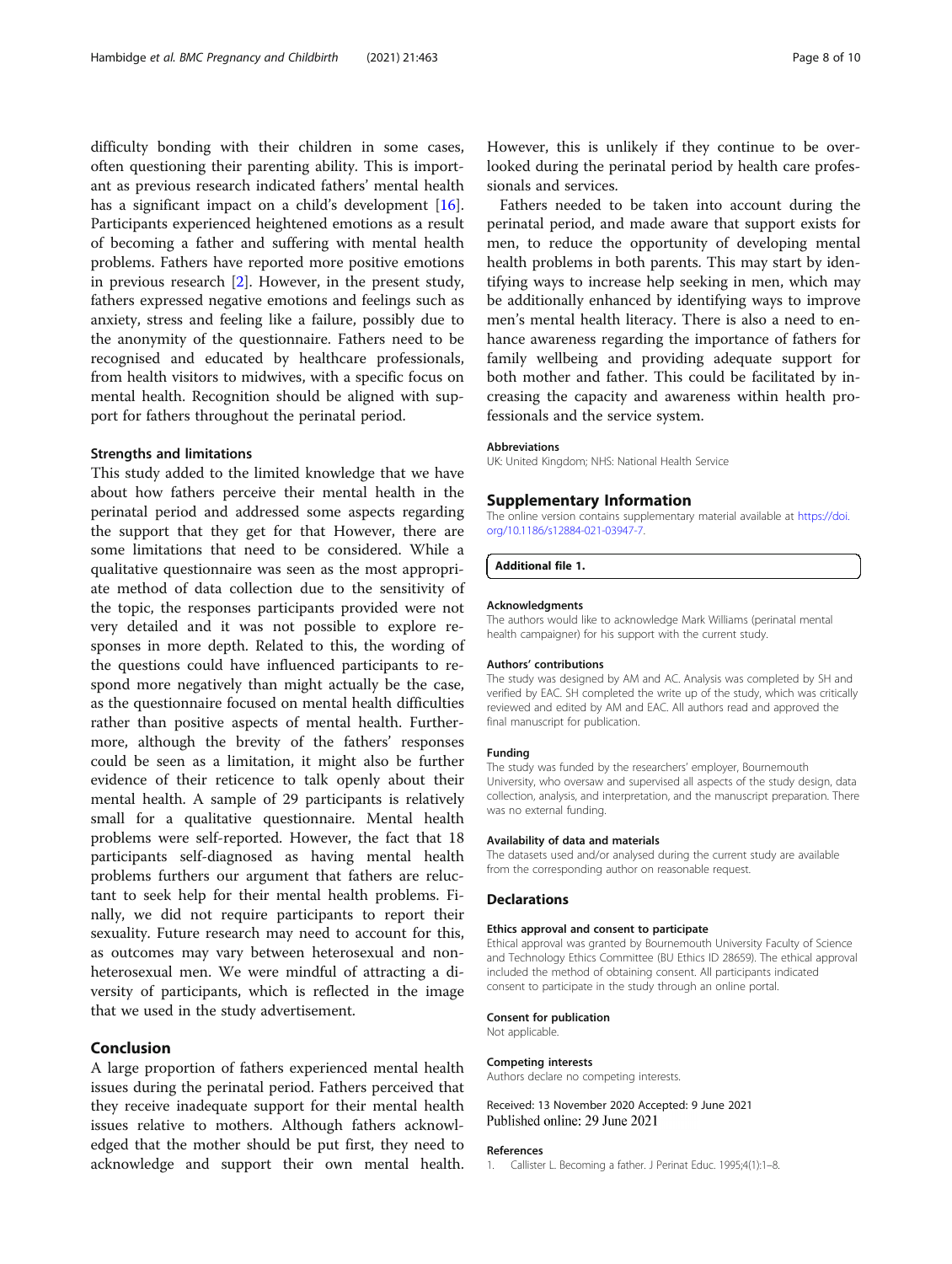difficulty bonding with their children in some cases, often questioning their parenting ability. This is important as previous research indicated fathers' mental health has a significant impact on a child's development [16]. Participants experienced heightened emotions as a result of becoming a father and suffering with mental health problems. Fathers have reported more positive emotions in previous research [2]. However, in the present study, fathers expressed negative emotions and feelings such as anxiety, stress and feeling like a failure, possibly due to the anonymity of the questionnaire. Fathers need to be recognised and educated by healthcare professionals, from health visitors to midwives, with a specific focus on mental health. Recognition should be aligned with support for fathers throughout the perinatal period.

### Strengths and limitations

This study added to the limited knowledge that we have about how fathers perceive their mental health in the perinatal period and addressed some aspects regarding the support that they get for that However, there are some limitations that need to be considered. While a qualitative questionnaire was seen as the most appropriate method of data collection due to the sensitivity of the topic, the responses participants provided were not very detailed and it was not possible to explore responses in more depth. Related to this, the wording of the questions could have influenced participants to respond more negatively than might actually be the case, as the questionnaire focused on mental health difficulties rather than positive aspects of mental health. Furthermore, although the brevity of the fathers' responses could be seen as a limitation, it might also be further evidence of their reticence to talk openly about their mental health. A sample of 29 participants is relatively small for a qualitative questionnaire. Mental health problems were self-reported. However, the fact that 18 participants self-diagnosed as having mental health problems furthers our argument that fathers are reluctant to seek help for their mental health problems. Finally, we did not require participants to report their sexuality. Future research may need to account for this, as outcomes may vary between heterosexual and non-heterosexual men. We were mindful of attracting a diversity of participants, which is reflected in the image that we used in the study advertisement.

## Conclusion

A large proportion of fathers experienced mental health issues during the perinatal period. Fathers perceived that they receive inadequate support for their mental health issues relative to mothers. Although fathers acknowledged that the mother should be put first, they need to acknowledge and support their own mental health. However, this is unlikely if they continue to be overlooked during the perinatal period by health care professionals and services.

Fathers needed to be taken into account during the perinatal period, and made aware that support exists for men, to reduce the opportunity of developing mental health problems in both parents. This may start by identifying ways to increase help seeking in men, which may be additionally enhanced by identifying ways to improve men's mental health literacy. There is also a need to enhance awareness regarding the importance of fathers for family wellbeing and providing adequate support for both mother and father. This could be facilitated by increasing the capacity and awareness within health professionals and the service system.

#### Abbreviations

UK: United Kingdom; NHS: National Health Service

## Supplementary Information

The online version contains supplementary material available at https://doi.org/10.1186/s12884-021-03947-7.

**Additional file 1.**

#### Acknowledgments

The authors would like to acknowledge Mark Williams (perinatal mental health campaigner) for his support with the current study.

#### Authors' contributions

The study was designed by AM and AC. Analysis was completed by SH and verified by EAC. SH completed the write up of the study, which was critically reviewed and edited by AM and EAC. All authors read and approved the final manuscript for publication.

#### Funding

The study was funded by the researchers' employer, Bournemouth University, who oversaw and supervised all aspects of the study design, data collection, analysis, and interpretation, and the manuscript preparation. There was no external funding.

#### Availability of data and materials

The datasets used and/or analysed during the current study are available from the corresponding author on reasonable request.

## Declarations

#### Ethics approval and consent to participate

Ethical approval was granted by Bournemouth University Faculty of Science and Technology Ethics Committee (BU Ethics ID 28659). The ethical approval included the method of obtaining consent. All participants indicated consent to participate in the study through an online portal.

#### Consent for publication

Not applicable.

#### Competing interests

Authors declare no competing interests.

Received: 13 November 2020 Accepted: 9 June 2021
Published online: 29 June 2021

#### References

1. Callister L. Becoming a father. J Perinat Educ. 1995;4(1):1–8.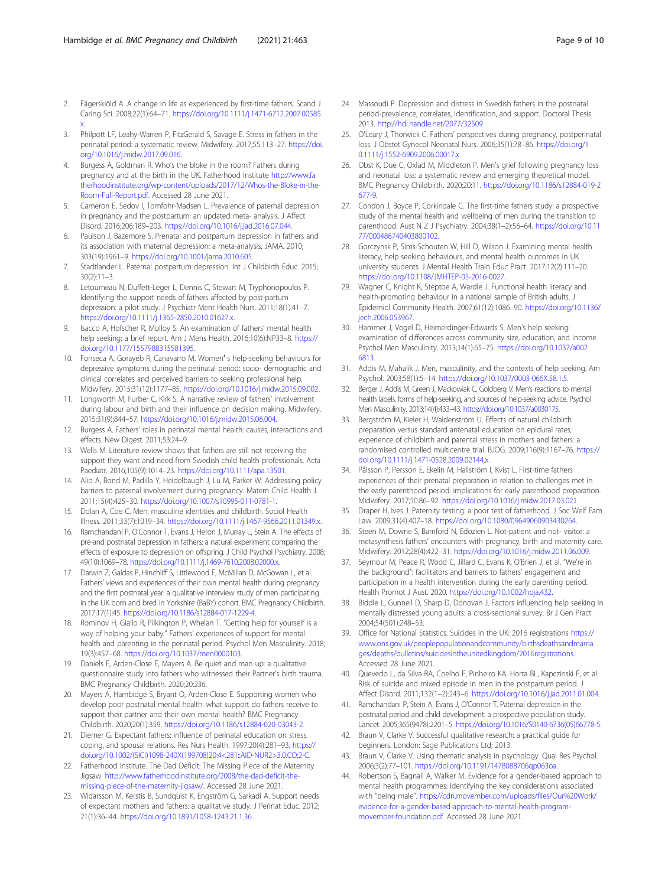2. Fägerskiöld A. A change in life as experienced by first-time fathers. Scand J Caring Sci. 2008;22(1):64–71. https://doi.org/10.1111/j.1471-6712.2007.00585.x.
3. Philpott LF, Leahy-Warren P, FitzGerald S, Savage E. Stress in fathers in the perinatal period: a systematic review. Midwifery. 2017;55:113–27. https://doi.org/10.1016/j.midw.2017.09.016.
4. Burgess A, Goldman R. Who's the bloke in the room? Fathers during pregnancy and at the birth in the UK. Fatherhood Institute http://www.fatherhoodinstitute.org/wp-content/uploads/2017/12/Whos-the-Bloke-in-the-Room-Full-Report.pdf. Accessed 28 June 2021.
5. Cameron E, Sedov I, Tomfohr-Madsen L. Prevalence of paternal depression in pregnancy and the postpartum: an updated meta- analysis. J Affect Disord. 2016;206:189–203. https://doi.org/10.1016/j.jad.2016.07.044.
6. Paulson J, Bazemore S. Prenatal and postpartum depression in fathers and its association with maternal depression: a meta-analysis. JAMA. 2010; 303(19):1961–9. https://doi.org/10.1001/jama.2010.605.
7. Stadtlander L. Paternal postpartum depression. Int J Childbirth Educ. 2015; 30(2):11–3.
8. Letourneau N, Duffett-Leger L, Dennis C, Stewart M, Tryphonopoulos P. Identifying the support needs of fathers affected by post-partum depression: a pilot study. J Psychiatr Ment Health Nurs. 2011;18(1):41–7. https://doi.org/10.1111/j.1365-2850.2010.01627.x.
9. Isacco A, Hofscher R, Molloy S. An examination of fathers' mental health help seeking: a brief report. Am J Mens Health. 2016;10(6):NP33–8. https://doi.org/10.1177/1557988315581395.
10. Fonseca A, Gorayeb R, Canavarro M. Women's help-seeking behaviours for depressive symptoms during the perinatal period: socio- demographic and clinical correlates and perceived barriers to seeking professional help. Midwifery. 2015;31(12):1177–85. https://doi.org/10.1016/j.midw.2015.09.002.
11. Longworth M, Furber C, Kirk S. A narrative review of fathers' involvement during labour and birth and their influence on decision making. Midwifery. 2015;31(9):844–57. https://doi.org/10.1016/j.midw.2015.06.004.
12. Burgess A. Fathers' roles in perinatal mental health: causes, interactions and effects. New Digest. 2011;53:24–9.
13. Wells M. Literature review shows that fathers are still not receiving the support they want and need from Swedish child health professionals. Acta Paediatr. 2016;105(9):1014–23. https://doi.org/10.1111/apa.13501.
14. Alio A, Bond M, Padilla Y, Heidelbaugh J, Lu M, Parker W. Addressing policy barriers to paternal involvement during pregnancy. Matern Child Health J. 2011;15(4):425–30. https://doi.org/10.1007/s10995-011-0781-1.
15. Dolan A, Coe C. Men, masculine identities and childbirth. Sociol Health Illness. 2011;33(7):1019–34. https://doi.org/10.1111/j.1467-9566.2011.01349.x.
16. Ramchandani P, O'Connor T, Evans J, Heron J, Murray L, Stein A. The effects of pre-and postnatal depression in fathers: a natural experiment comparing the effects of exposure to depression on offspring. J Child Psychol Psychiatry. 2008; 49(10):1069–78. https://doi.org/10.1111/j.1469-7610.2008.02000.x.
17. Darwin Z, Galdas P, Hinchliff S, Littlewood E, McMillan D, McGowan L, et al. Fathers' views and experiences of their own mental health during pregnancy and the first postnatal year: a qualitative interview study of men participating in the UK born and bred in Yorkshire (BaBY) cohort. BMC Pregnancy Childbirth. 2017;17(1):45. https://doi.org/10.1186/s12884-017-1229-4.
18. Rominov H, Giallo R, Pilkington P, Whelan T. "Getting help for yourself is a way of helping your baby:" Fathers' experiences of support for mental health and parenting in the perinatal period. Psychol Men Masculinity. 2018; 19(3):457–68. https://doi.org/10.1037/men0000103.
19. Daniels E, Arden-Close E, Mayers A. Be quiet and man up: a qualitative questionnaire study into fathers who witnessed their Partner's birth trauma. BMC Pregnancy Childbirth. 2020;20:236.
20. Mayers A, Hambidge S, Bryant O, Arden-Close E. Supporting women who develop poor postnatal mental health: what support do fathers receive to support their partner and their own mental health? BMC Pregnancy Childbirth. 2020;20(1):359. https://doi.org/10.1186/s12884-020-03043-2.
21. Diemer G. Expectant fathers: influence of perinatal education on stress, coping, and spousal relations. Res Nurs Health. 1997;20(4):281–93. https://doi.org/10.1002/(SICI)1098-240X(199708)20:4<281::AID-NUR2>3.0.CO;2-C.
22. Fatherhood Institute. The Dad Deficit: The Missing Piece of the Maternity Jigsaw. http://www.fatherhoodinstitute.org/2008/the-dad-deficit-the-missing-piece-of-the-maternity-jigsaw/. Accessed 28 June 2021.
23. Widarsson M, Kerstis B, Sundquist K, Engström G, Sarkadi A. Support needs of expectant mothers and fathers: a qualitative study. J Perinat Educ. 2012; 21(1):36–44. https://doi.org/10.1891/1058-1243.21.1.36.
24. Massoudi P. Depression and distress in Swedish fathers in the postnatal period-prevalence, correlates, identification, and support. Doctoral Thesis 2013. http://hdl.handle.net/2077/32509
25. O'Leary J, Thorwick C. Fathers' perspectives during pregnancy, postperinatal loss. J Obstet Gynecol Neonatal Nurs. 2006;35(1):78–86. https://doi.org/10.1111/j.1552-6909.2006.00017.x.
26. Obst K, Due C, Oxlad M, Middleton P. Men's grief following pregnancy loss and neonatal loss: a systematic review and emerging theoretical model. BMC Pregnancy Childbirth. 2020;20:11. https://doi.org/10.1186/s12884-019-2677-9.
27. Condon J, Boyce P, Corkindale C. The first-time fathers study: a prospective study of the mental health and wellbeing of men during the transition to parenthood. Aust N Z J Psychiatry. 2004;38(1–2):56–64. https://doi.org/10.1177/000486740403800102.
28. Gorczynsk P, Sims-Schouten W, Hill D, Wilson J. Examining mental health literacy, help seeking behaviours, and mental health outcomes in UK university students. J Mental Health Train Educ Pract. 2017;12(2):111–20. https://doi.org/10.1108/JMHTEP-05-2016-0027.
29. Wagner C, Knight K, Steptoe A, Wardle J. Functional health literacy and health-promoting behaviour in a national sample of British adults. J Epidemiol Community Health. 2007;61(12):1086–90. https://doi.org/10.1136/jech.2006.053967.
30. Hammer J, Vogel D, Heimerdinger-Edwards S. Men's help seeking: examination of differences across community size, education, and income. Psychol Men Masculinity. 2013;14(1):65–75. https://doi.org/10.1037/a0026813.
31. Addis M, Mahalik J. Men, masculinity, and the contexts of help seeking. Am Psychol. 2003;58(1):5–14. https://doi.org/10.1037/0003-066X.58.1.5.
32. Berger J, Addis M, Green J, Mackowiak C, Goldberg V. Men's reactions to mental health labels, forms of help-seeking, and sources of help-seeking advice. Psychol Men Masculinity. 2013;14(4):433–43. https://doi.org/10.1037/a0030175.
33. Bergström M, Kieler H, Waldenström U. Effects of natural childbirth preparation versus standard antenatal education on epidural rates, experience of childbirth and parental stress in mothers and fathers: a randomised controlled multicentre trial. BJOG. 2009;116(9):1167–76. https://doi.org/10.1111/j.1471-0528.2009.02144.x.
34. Pålsson P, Persson E, Ekelin M, Hallström I, Kvist L. First-time fathers experiences of their prenatal preparation in relation to challenges met in the early parenthood period: implications for early parenthood preparation. Midwifery. 2017;50:86–92. https://doi.org/10.1016/j.midw.2017.03.021.
35. Draper H, Ives J. Paternity testing: a poor test of fatherhood. J Soc Welf Fam Law. 2009;31(4):407–18. https://doi.org/10.1080/09649060903430264.
36. Steen M, Downe S, Bamford N, Edozien L. Not-patient and not- visitor: a metasynthesis fathers' encounters with pregnancy, birth and maternity care. Midwifery. 2012;28(4):422–31. https://doi.org/10.1016/j.midw.2011.06.009.
37. Seymour M, Peace R, Wood C, Jillard C, Evans K, O'Brien J, et al. "We're in the background": facilitators and barriers to fathers' engagement and participation in a health intervention during the early parenting period. Health Promot J Aust. 2020. https://doi.org/10.1002/hpja.432.
38. Biddle L, Gunnell D, Sharp D, Donovan J. Factors influencing help seeking in mentally distressed young adults: a cross-sectional survey. Br J Gen Pract. 2004;54(501):248–53.
39. Office for National Statistics. Suicides in the UK: 2016 registrations https://www.ons.gov.uk/peoplepopulationandcommunity/birthsdeathsandmarriages/deaths/bulletins/suicidesintheunitedkingdom/2016registrations. Accessed 28 June 2021.
40. Quevedo L, da Silva RA, Coelho F, Pinheiro KA, Horta BL, Kapczinski F, et al. Risk of suicide and mixed episode in men in the postpartum period. J Affect Disord. 2011;132(1–2):243–6. https://doi.org/10.1016/j.jad.2011.01.004.
41. Ramchandani P, Stein A, Evans J, O'Connor T. Paternal depression in the postnatal period and child development: a prospective population study. Lancet. 2005;365(9478):2201–5. https://doi.org/10.1016/S0140-6736(05)66778-5.
42. Braun V, Clarke V. Successful qualitative research: a practical guide for beginners. London: Sage Publications Ltd; 2013.
43. Braun V, Clarke V. Using thematic analysis in psychology. Qual Res Psychol. 2006;3(2):77–101. https://doi.org/10.1191/1478088706qp063oa.
44. Robertson S, Bagnall A, Walker M. Evidence for a gender-based approach to mental health programmes: Identifying the key considerations associated with "being male". https://cdn.movember.com/uploads/files/Our%20Work/evidence-for-a-gender-based-approach-to-mental-health-program-movember-foundation.pdf. Accessed 28 June 2021.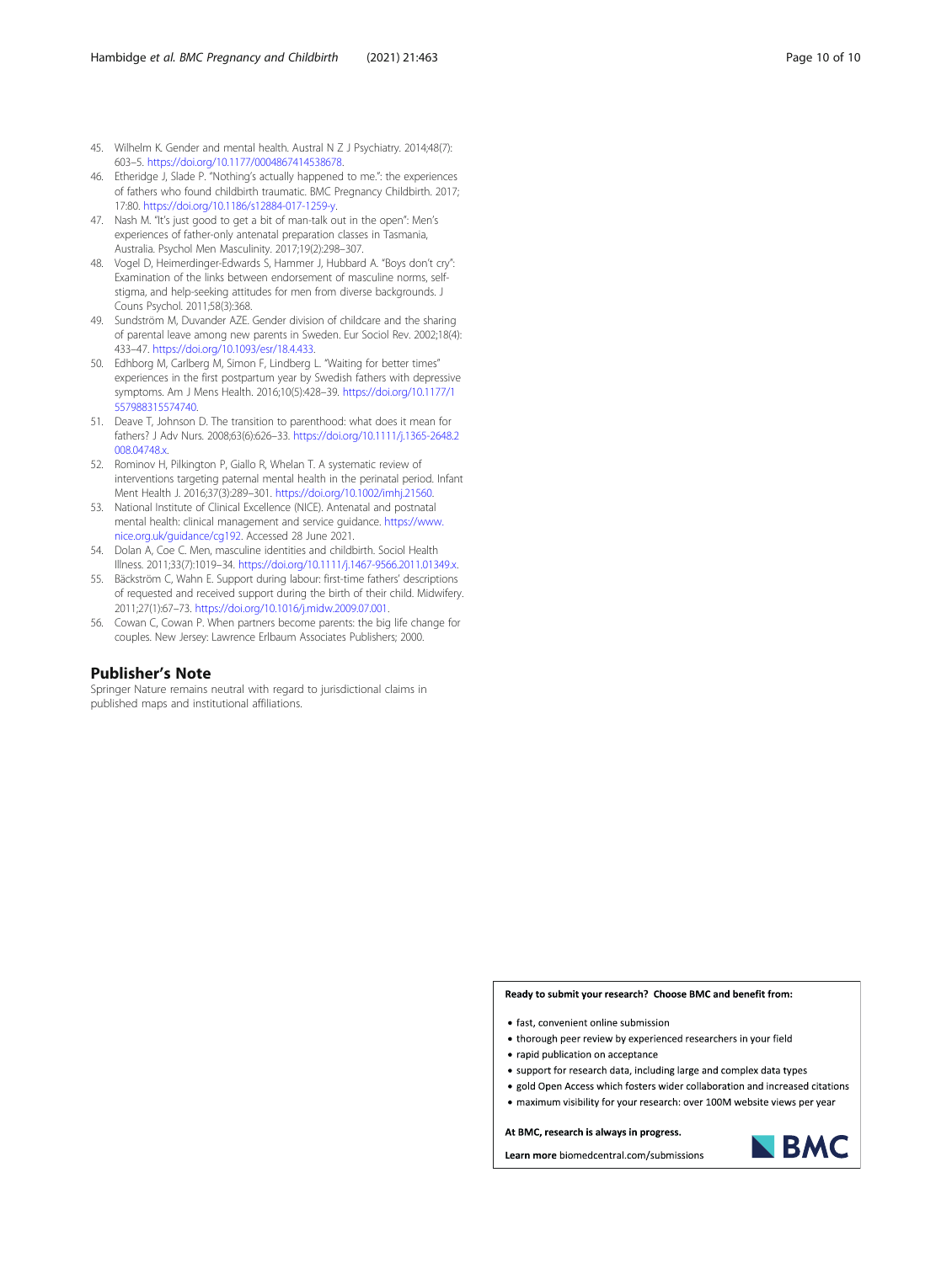45. Wilhelm K. Gender and mental health. Austral N Z J Psychiatry. 2014;48(7): 603–5. https://doi.org/10.1177/0004867414538678.
46. Etheridge J, Slade P. "Nothing's actually happened to me.": the experiences of fathers who found childbirth traumatic. BMC Pregnancy Childbirth. 2017; 17:80. https://doi.org/10.1186/s12884-017-1259-y.
47. Nash M. "It's just good to get a bit of man-talk out in the open": Men's experiences of father-only antenatal preparation classes in Tasmania, Australia. Psychol Men Masculinity. 2017;19(2):298–307.
48. Vogel D, Heimerdinger-Edwards S, Hammer J, Hubbard A. "Boys don't cry": Examination of the links between endorsement of masculine norms, self-stigma, and help-seeking attitudes for men from diverse backgrounds. J Couns Psychol. 2011;58(3):368.
49. Sundström M, Duvander AZE. Gender division of childcare and the sharing of parental leave among new parents in Sweden. Eur Sociol Rev. 2002;18(4): 433–47. https://doi.org/10.1093/esr/18.4.433.
50. Edhborg M, Carlberg M, Simon F, Lindberg L. "Waiting for better times" experiences in the first postpartum year by Swedish fathers with depressive symptoms. Am J Mens Health. 2016;10(5):428–39. https://doi.org/10.1177/1557988315574740.
51. Deave T, Johnson D. The transition to parenthood: what does it mean for fathers? J Adv Nurs. 2008;63(6):626–33. https://doi.org/10.1111/j.1365-2648.2008.04748.x.
52. Rominov H, Pilkington P, Giallo R, Whelan T. A systematic review of interventions targeting paternal mental health in the perinatal period. Infant Ment Health J. 2016;37(3):289–301. https://doi.org/10.1002/imhj.21560.
53. National Institute of Clinical Excellence (NICE). Antenatal and postnatal mental health: clinical management and service guidance. https://www.nice.org.uk/guidance/cg192. Accessed 28 June 2021.
54. Dolan A, Coe C. Men, masculine identities and childbirth. Sociol Health Illness. 2011;33(7):1019–34. https://doi.org/10.1111/j.1467-9566.2011.01349.x.
55. Bäckström C, Wahn E. Support during labour: first-time fathers' descriptions of requested and received support during the birth of their child. Midwifery. 2011;27(1):67–73. https://doi.org/10.1016/j.midw.2009.07.001.
56. Cowan C, Cowan P. When partners become parents: the big life change for couples. New Jersey: Lawrence Erlbaum Associates Publishers; 2000.

## Publisher's Note

Springer Nature remains neutral with regard to jurisdictional claims in published maps and institutional affiliations.

**Ready to submit your research? Choose BMC and benefit from:**

- fast, convenient online submission
- thorough peer review by experienced researchers in your field
- rapid publication on acceptance
- support for research data, including large and complex data types
- gold Open Access which fosters wider collaboration and increased citations
- maximum visibility for your research: over 100M website views per year

**At BMC, research is always in progress.**

**Learn more** biomedcentral.com/submissions

BMC